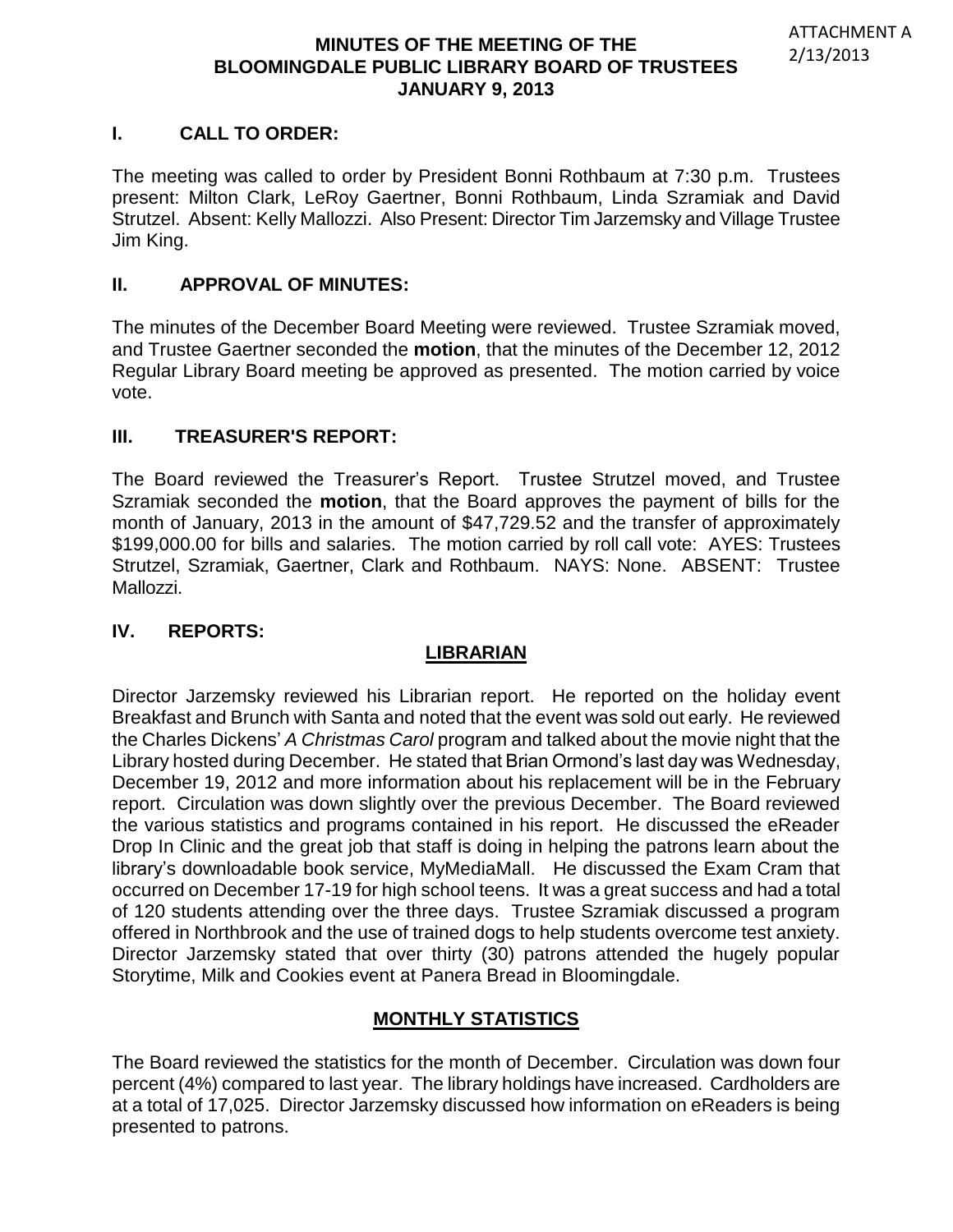ATTACHMENT A
2/13/2013

# MINUTES OF THE MEETING OF THE BLOOMINGDALE PUBLIC LIBRARY BOARD OF TRUSTEES JANUARY 9, 2013

## I. CALL TO ORDER:

The meeting was called to order by President Bonni Rothbaum at 7:30 p.m. Trustees present: Milton Clark, LeRoy Gaertner, Bonni Rothbaum, Linda Szramiak and David Strutzel. Absent: Kelly Mallozzi. Also Present: Director Tim Jarzemsky and Village Trustee Jim King.

## II. APPROVAL OF MINUTES:

The minutes of the December Board Meeting were reviewed. Trustee Szramiak moved, and Trustee Gaertner seconded the **motion**, that the minutes of the December 12, 2012 Regular Library Board meeting be approved as presented. The motion carried by voice vote.

## III. TREASURER'S REPORT:

The Board reviewed the Treasurer's Report. Trustee Strutzel moved, and Trustee Szramiak seconded the **motion**, that the Board approves the payment of bills for the month of January, 2013 in the amount of $47,729.52 and the transfer of approximately $199,000.00 for bills and salaries. The motion carried by roll call vote: AYES: Trustees Strutzel, Szramiak, Gaertner, Clark and Rothbaum. NAYS: None. ABSENT: Trustee Mallozzi.

## IV. REPORTS:

### LIBRARIAN

Director Jarzemsky reviewed his Librarian report. He reported on the holiday event Breakfast and Brunch with Santa and noted that the event was sold out early. He reviewed the Charles Dickens' *A Christmas Carol* program and talked about the movie night that the Library hosted during December. He stated that Brian Ormond's last day was Wednesday, December 19, 2012 and more information about his replacement will be in the February report. Circulation was down slightly over the previous December. The Board reviewed the various statistics and programs contained in his report. He discussed the eReader Drop In Clinic and the great job that staff is doing in helping the patrons learn about the library's downloadable book service, MyMediaMall. He discussed the Exam Cram that occurred on December 17-19 for high school teens. It was a great success and had a total of 120 students attending over the three days. Trustee Szramiak discussed a program offered in Northbrook and the use of trained dogs to help students overcome test anxiety. Director Jarzemsky stated that over thirty (30) patrons attended the hugely popular Storytime, Milk and Cookies event at Panera Bread in Bloomingdale.

### MONTHLY STATISTICS

The Board reviewed the statistics for the month of December. Circulation was down four percent (4%) compared to last year. The library holdings have increased. Cardholders are at a total of 17,025. Director Jarzemsky discussed how information on eReaders is being presented to patrons.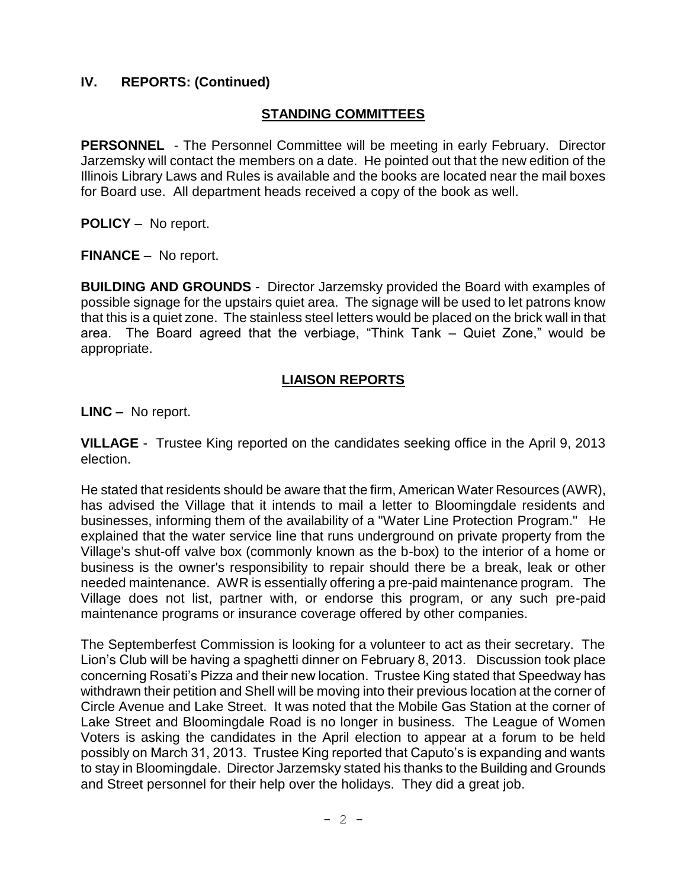## IV. REPORTS: (Continued)

### STANDING COMMITTEES

**PERSONNEL** - The Personnel Committee will be meeting in early February. Director Jarzemsky will contact the members on a date. He pointed out that the new edition of the Illinois Library Laws and Rules is available and the books are located near the mail boxes for Board use. All department heads received a copy of the book as well.

**POLICY** – No report.

**FINANCE** – No report.

**BUILDING AND GROUNDS** - Director Jarzemsky provided the Board with examples of possible signage for the upstairs quiet area. The signage will be used to let patrons know that this is a quiet zone. The stainless steel letters would be placed on the brick wall in that area. The Board agreed that the verbiage, "Think Tank – Quiet Zone," would be appropriate.

### LIAISON REPORTS

**LINC –** No report.

**VILLAGE** - Trustee King reported on the candidates seeking office in the April 9, 2013 election.

He stated that residents should be aware that the firm, American Water Resources (AWR), has advised the Village that it intends to mail a letter to Bloomingdale residents and businesses, informing them of the availability of a "Water Line Protection Program." He explained that the water service line that runs underground on private property from the Village's shut-off valve box (commonly known as the b-box) to the interior of a home or business is the owner's responsibility to repair should there be a break, leak or other needed maintenance. AWR is essentially offering a pre-paid maintenance program. The Village does not list, partner with, or endorse this program, or any such pre-paid maintenance programs or insurance coverage offered by other companies.

The Septemberfest Commission is looking for a volunteer to act as their secretary. The Lion's Club will be having a spaghetti dinner on February 8, 2013. Discussion took place concerning Rosati's Pizza and their new location. Trustee King stated that Speedway has withdrawn their petition and Shell will be moving into their previous location at the corner of Circle Avenue and Lake Street. It was noted that the Mobile Gas Station at the corner of Lake Street and Bloomingdale Road is no longer in business. The League of Women Voters is asking the candidates in the April election to appear at a forum to be held possibly on March 31, 2013. Trustee King reported that Caputo's is expanding and wants to stay in Bloomingdale. Director Jarzemsky stated his thanks to the Building and Grounds and Street personnel for their help over the holidays. They did a great job.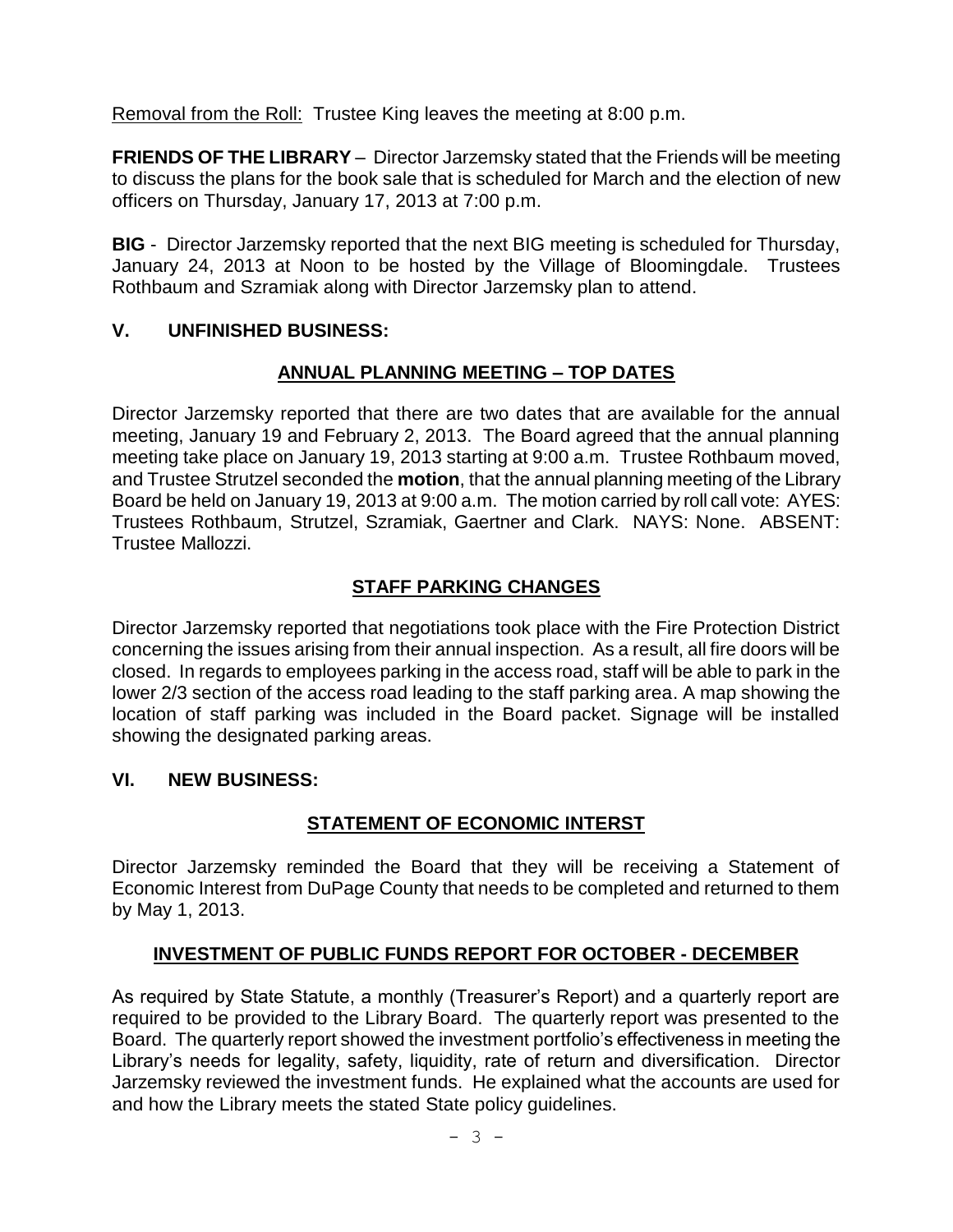Removal from the Roll: Trustee King leaves the meeting at 8:00 p.m.

**FRIENDS OF THE LIBRARY** – Director Jarzemsky stated that the Friends will be meeting to discuss the plans for the book sale that is scheduled for March and the election of new officers on Thursday, January 17, 2013 at 7:00 p.m.

**BIG** - Director Jarzemsky reported that the next BIG meeting is scheduled for Thursday, January 24, 2013 at Noon to be hosted by the Village of Bloomingdale. Trustees Rothbaum and Szramiak along with Director Jarzemsky plan to attend.

## V. UNFINISHED BUSINESS:

### ANNUAL PLANNING MEETING – TOP DATES

Director Jarzemsky reported that there are two dates that are available for the annual meeting, January 19 and February 2, 2013. The Board agreed that the annual planning meeting take place on January 19, 2013 starting at 9:00 a.m. Trustee Rothbaum moved, and Trustee Strutzel seconded the **motion**, that the annual planning meeting of the Library Board be held on January 19, 2013 at 9:00 a.m. The motion carried by roll call vote: AYES: Trustees Rothbaum, Strutzel, Szramiak, Gaertner and Clark. NAYS: None. ABSENT: Trustee Mallozzi.

### STAFF PARKING CHANGES

Director Jarzemsky reported that negotiations took place with the Fire Protection District concerning the issues arising from their annual inspection. As a result, all fire doors will be closed. In regards to employees parking in the access road, staff will be able to park in the lower 2/3 section of the access road leading to the staff parking area. A map showing the location of staff parking was included in the Board packet. Signage will be installed showing the designated parking areas.

## VI. NEW BUSINESS:

### STATEMENT OF ECONOMIC INTERST

Director Jarzemsky reminded the Board that they will be receiving a Statement of Economic Interest from DuPage County that needs to be completed and returned to them by May 1, 2013.

### INVESTMENT OF PUBLIC FUNDS REPORT FOR OCTOBER - DECEMBER

As required by State Statute, a monthly (Treasurer's Report) and a quarterly report are required to be provided to the Library Board. The quarterly report was presented to the Board. The quarterly report showed the investment portfolio's effectiveness in meeting the Library's needs for legality, safety, liquidity, rate of return and diversification. Director Jarzemsky reviewed the investment funds. He explained what the accounts are used for and how the Library meets the stated State policy guidelines.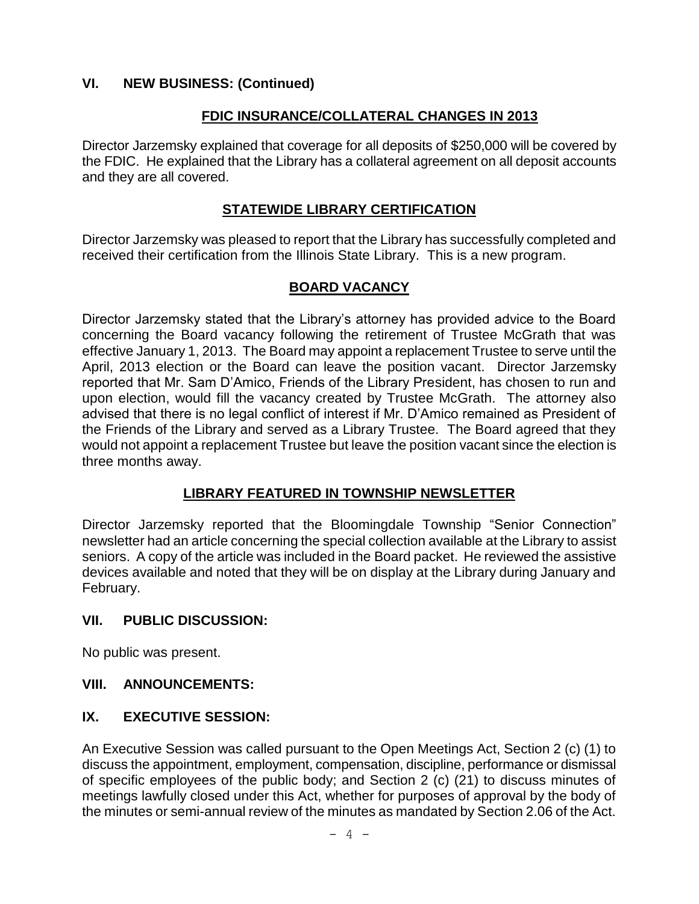## VI. NEW BUSINESS: (Continued)

### FDIC INSURANCE/COLLATERAL CHANGES IN 2013

Director Jarzemsky explained that coverage for all deposits of $250,000 will be covered by the FDIC. He explained that the Library has a collateral agreement on all deposit accounts and they are all covered.

### STATEWIDE LIBRARY CERTIFICATION

Director Jarzemsky was pleased to report that the Library has successfully completed and received their certification from the Illinois State Library. This is a new program.

### BOARD VACANCY

Director Jarzemsky stated that the Library's attorney has provided advice to the Board concerning the Board vacancy following the retirement of Trustee McGrath that was effective January 1, 2013. The Board may appoint a replacement Trustee to serve until the April, 2013 election or the Board can leave the position vacant. Director Jarzemsky reported that Mr. Sam D'Amico, Friends of the Library President, has chosen to run and upon election, would fill the vacancy created by Trustee McGrath. The attorney also advised that there is no legal conflict of interest if Mr. D'Amico remained as President of the Friends of the Library and served as a Library Trustee. The Board agreed that they would not appoint a replacement Trustee but leave the position vacant since the election is three months away.

### LIBRARY FEATURED IN TOWNSHIP NEWSLETTER

Director Jarzemsky reported that the Bloomingdale Township "Senior Connection" newsletter had an article concerning the special collection available at the Library to assist seniors. A copy of the article was included in the Board packet. He reviewed the assistive devices available and noted that they will be on display at the Library during January and February.

## VII. PUBLIC DISCUSSION:

No public was present.

## VIII. ANNOUNCEMENTS:

## IX. EXECUTIVE SESSION:

An Executive Session was called pursuant to the Open Meetings Act, Section 2 (c) (1) to discuss the appointment, employment, compensation, discipline, performance or dismissal of specific employees of the public body; and Section 2 (c) (21) to discuss minutes of meetings lawfully closed under this Act, whether for purposes of approval by the body of the minutes or semi-annual review of the minutes as mandated by Section 2.06 of the Act.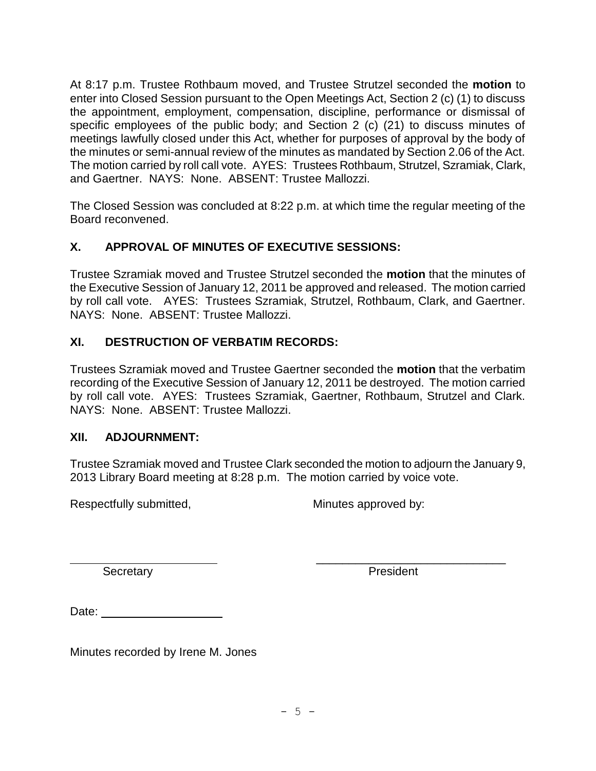At 8:17 p.m. Trustee Rothbaum moved, and Trustee Strutzel seconded the **motion** to enter into Closed Session pursuant to the Open Meetings Act, Section 2 (c) (1) to discuss the appointment, employment, compensation, discipline, performance or dismissal of specific employees of the public body; and Section 2 (c) (21) to discuss minutes of meetings lawfully closed under this Act, whether for purposes of approval by the body of the minutes or semi-annual review of the minutes as mandated by Section 2.06 of the Act. The motion carried by roll call vote. AYES: Trustees Rothbaum, Strutzel, Szramiak, Clark, and Gaertner. NAYS: None. ABSENT: Trustee Mallozzi.

The Closed Session was concluded at 8:22 p.m. at which time the regular meeting of the Board reconvened.

## X. APPROVAL OF MINUTES OF EXECUTIVE SESSIONS:

Trustee Szramiak moved and Trustee Strutzel seconded the **motion** that the minutes of the Executive Session of January 12, 2011 be approved and released. The motion carried by roll call vote. AYES: Trustees Szramiak, Strutzel, Rothbaum, Clark, and Gaertner. NAYS: None. ABSENT: Trustee Mallozzi.

## XI. DESTRUCTION OF VERBATIM RECORDS:

Trustees Szramiak moved and Trustee Gaertner seconded the **motion** that the verbatim recording of the Executive Session of January 12, 2011 be destroyed. The motion carried by roll call vote. AYES: Trustees Szramiak, Gaertner, Rothbaum, Strutzel and Clark. NAYS: None. ABSENT: Trustee Mallozzi.

## XII. ADJOURNMENT:

Trustee Szramiak moved and Trustee Clark seconded the motion to adjourn the January 9, 2013 Library Board meeting at 8:28 p.m. The motion carried by voice vote.

Respectfully submitted, Minutes approved by:

\_\_\_\_\_\_\_\_\_\_\_\_\_\_\_\_\_\_\_\_\_\_\_\_ \_\_\_\_\_\_\_\_\_\_\_\_\_\_\_\_\_\_\_\_\_\_\_\_\_\_\_\_\_\_

Secretary President

Date: \_\_\_\_\_\_\_\_\_\_\_\_\_\_\_\_\_\_\_\_

Minutes recorded by Irene M. Jones